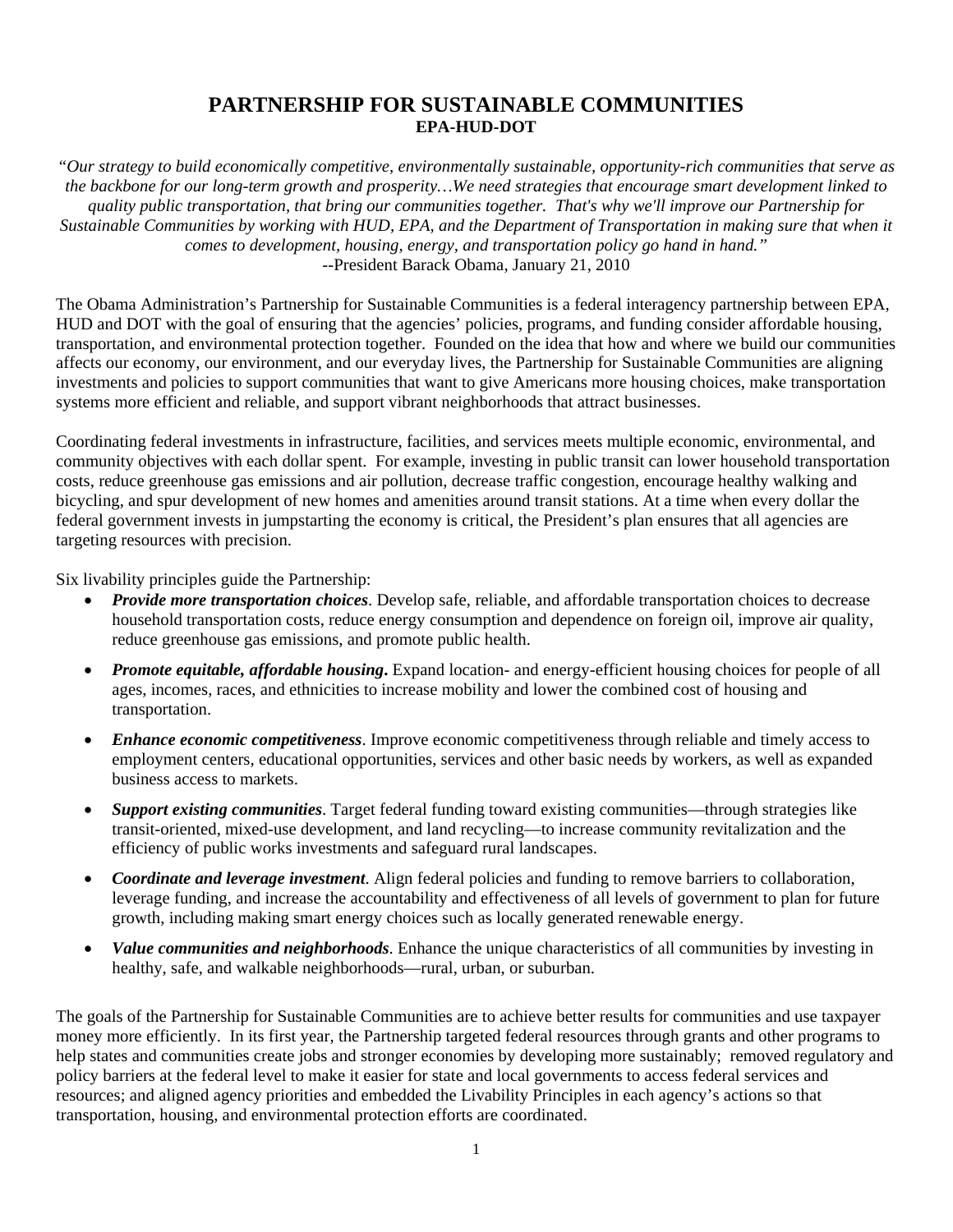# PARTNERSHIP FOR SUSTAINABLE COMMUNITIES

## EPA-HUD-DOT

*"Our strategy to build economically competitive, environmentally sustainable, opportunity-rich communities that serve as the backbone for our long-term growth and prosperity…We need strategies that encourage smart development linked to quality public transportation, that bring our communities together. That's why we'll improve our Partnership for Sustainable Communities by working with HUD, EPA, and the Department of Transportation in making sure that when it comes to development, housing, energy, and transportation policy go hand in hand."*
--President Barack Obama, January 21, 2010

The Obama Administration's Partnership for Sustainable Communities is a federal interagency partnership between EPA, HUD and DOT with the goal of ensuring that the agencies' policies, programs, and funding consider affordable housing, transportation, and environmental protection together. Founded on the idea that how and where we build our communities affects our economy, our environment, and our everyday lives, the Partnership for Sustainable Communities are aligning investments and policies to support communities that want to give Americans more housing choices, make transportation systems more efficient and reliable, and support vibrant neighborhoods that attract businesses.

Coordinating federal investments in infrastructure, facilities, and services meets multiple economic, environmental, and community objectives with each dollar spent. For example, investing in public transit can lower household transportation costs, reduce greenhouse gas emissions and air pollution, decrease traffic congestion, encourage healthy walking and bicycling, and spur development of new homes and amenities around transit stations. At a time when every dollar the federal government invests in jumpstarting the economy is critical, the President's plan ensures that all agencies are targeting resources with precision.

Six livability principles guide the Partnership:

- ***Provide more transportation choices***. Develop safe, reliable, and affordable transportation choices to decrease household transportation costs, reduce energy consumption and dependence on foreign oil, improve air quality, reduce greenhouse gas emissions, and promote public health.
- ***Promote equitable, affordable housing*****.** Expand location- and energy-efficient housing choices for people of all ages, incomes, races, and ethnicities to increase mobility and lower the combined cost of housing and transportation.
- ***Enhance economic competitiveness***. Improve economic competitiveness through reliable and timely access to employment centers, educational opportunities, services and other basic needs by workers, as well as expanded business access to markets.
- ***Support existing communities***. Target federal funding toward existing communities—through strategies like transit-oriented, mixed-use development, and land recycling—to increase community revitalization and the efficiency of public works investments and safeguard rural landscapes.
- ***Coordinate and leverage investment***. Align federal policies and funding to remove barriers to collaboration, leverage funding, and increase the accountability and effectiveness of all levels of government to plan for future growth, including making smart energy choices such as locally generated renewable energy.
- ***Value communities and neighborhoods***. Enhance the unique characteristics of all communities by investing in healthy, safe, and walkable neighborhoods—rural, urban, or suburban.

The goals of the Partnership for Sustainable Communities are to achieve better results for communities and use taxpayer money more efficiently. In its first year, the Partnership targeted federal resources through grants and other programs to help states and communities create jobs and stronger economies by developing more sustainably; removed regulatory and policy barriers at the federal level to make it easier for state and local governments to access federal services and resources; and aligned agency priorities and embedded the Livability Principles in each agency's actions so that transportation, housing, and environmental protection efforts are coordinated.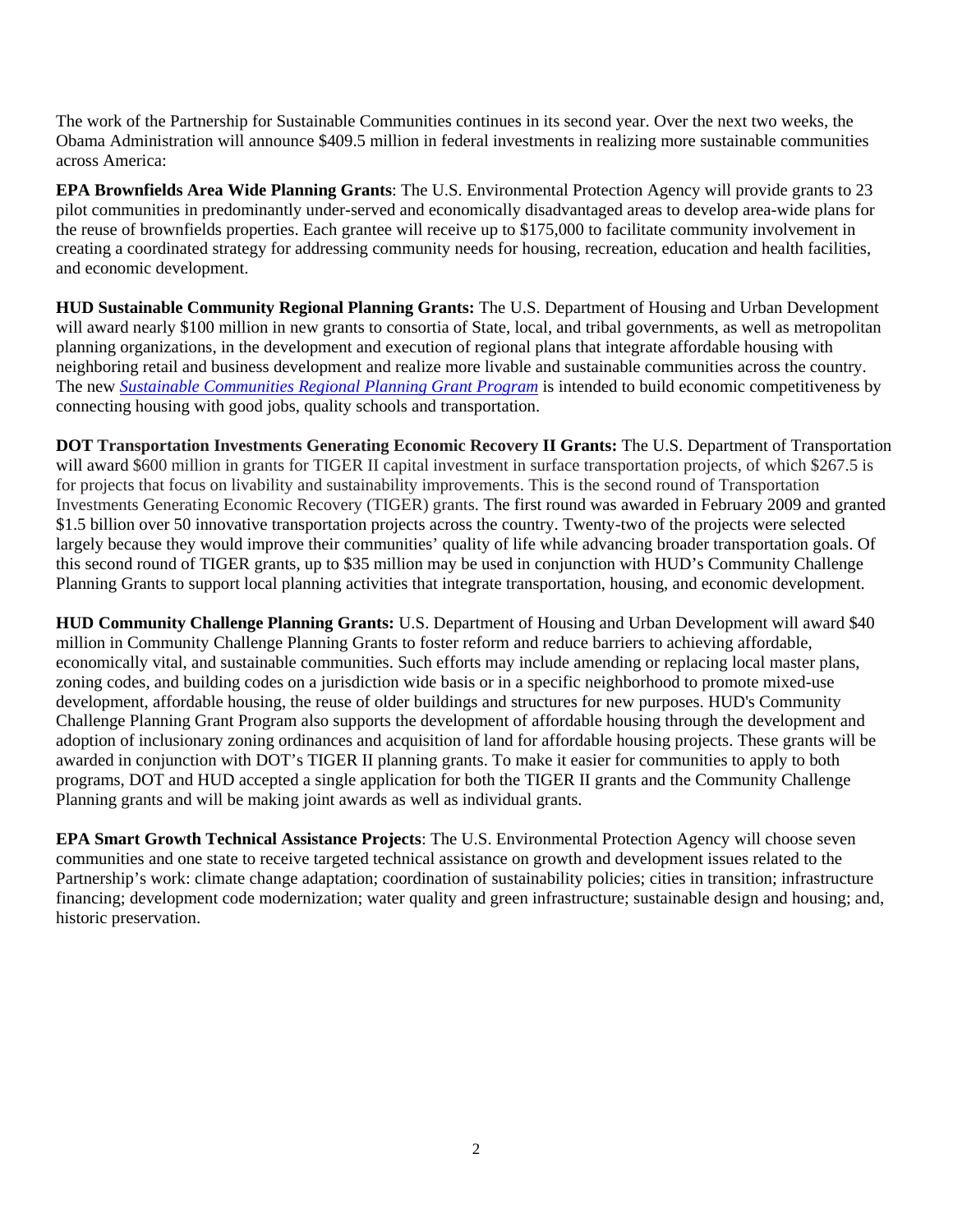The work of the Partnership for Sustainable Communities continues in its second year. Over the next two weeks, the Obama Administration will announce $409.5 million in federal investments in realizing more sustainable communities across America:

**EPA Brownfields Area Wide Planning Grants**: The U.S. Environmental Protection Agency will provide grants to 23 pilot communities in predominantly under-served and economically disadvantaged areas to develop area-wide plans for the reuse of brownfields properties. Each grantee will receive up to $175,000 to facilitate community involvement in creating a coordinated strategy for addressing community needs for housing, recreation, education and health facilities, and economic development.

**HUD Sustainable Community Regional Planning Grants:** The U.S. Department of Housing and Urban Development will award nearly $100 million in new grants to consortia of State, local, and tribal governments, as well as metropolitan planning organizations, in the development and execution of regional plans that integrate affordable housing with neighboring retail and business development and realize more livable and sustainable communities across the country. The new *Sustainable Communities Regional Planning Grant Program* is intended to build economic competitiveness by connecting housing with good jobs, quality schools and transportation.

**DOT Transportation Investments Generating Economic Recovery II Grants:** The U.S. Department of Transportation will award $600 million in grants for TIGER II capital investment in surface transportation projects, of which $267.5 is for projects that focus on livability and sustainability improvements. This is the second round of Transportation Investments Generating Economic Recovery (TIGER) grants. The first round was awarded in February 2009 and granted $1.5 billion over 50 innovative transportation projects across the country. Twenty-two of the projects were selected largely because they would improve their communities' quality of life while advancing broader transportation goals. Of this second round of TIGER grants, up to $35 million may be used in conjunction with HUD's Community Challenge Planning Grants to support local planning activities that integrate transportation, housing, and economic development.

**HUD Community Challenge Planning Grants:** U.S. Department of Housing and Urban Development will award $40 million in Community Challenge Planning Grants to foster reform and reduce barriers to achieving affordable, economically vital, and sustainable communities. Such efforts may include amending or replacing local master plans, zoning codes, and building codes on a jurisdiction wide basis or in a specific neighborhood to promote mixed-use development, affordable housing, the reuse of older buildings and structures for new purposes. HUD's Community Challenge Planning Grant Program also supports the development of affordable housing through the development and adoption of inclusionary zoning ordinances and acquisition of land for affordable housing projects. These grants will be awarded in conjunction with DOT's TIGER II planning grants. To make it easier for communities to apply to both programs, DOT and HUD accepted a single application for both the TIGER II grants and the Community Challenge Planning grants and will be making joint awards as well as individual grants.

**EPA Smart Growth Technical Assistance Projects**: The U.S. Environmental Protection Agency will choose seven communities and one state to receive targeted technical assistance on growth and development issues related to the Partnership's work: climate change adaptation; coordination of sustainability policies; cities in transition; infrastructure financing; development code modernization; water quality and green infrastructure; sustainable design and housing; and, historic preservation.